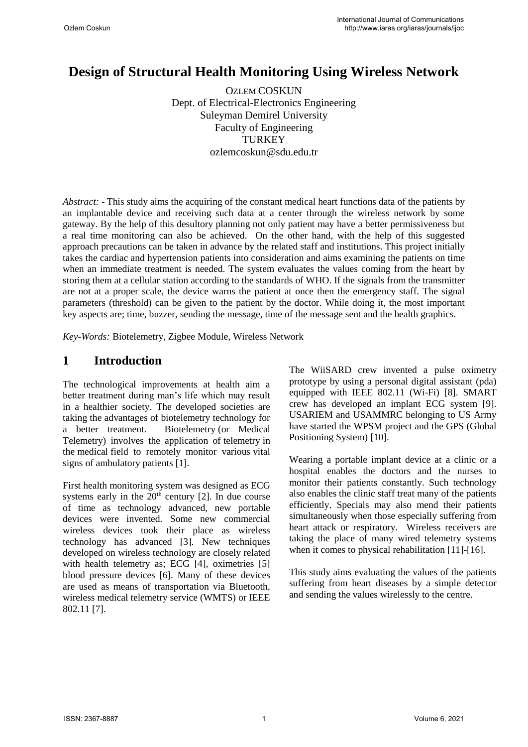# Design of Structural Health Monitoring Using Wireless Network

OZLEM COSKUN
Dept. of Electrical-Electronics Engineering
Suleyman Demirel University
Faculty of Engineering
TURKEY
ozlemcoskun@sdu.edu.tr

*Abstract: -* This study aims the acquiring of the constant medical heart functions data of the patients by an implantable device and receiving such data at a center through the wireless network by some gateway. By the help of this desultory planning not only patient may have a better permissiveness but a real time monitoring can also be achieved. On the other hand, with the help of this suggested approach precautions can be taken in advance by the related staff and institutions. This project initially takes the cardiac and hypertension patients into consideration and aims examining the patients on time when an immediate treatment is needed. The system evaluates the values coming from the heart by storing them at a cellular station according to the standards of WHO. If the signals from the transmitter are not at a proper scale, the device warns the patient at once then the emergency staff. The signal parameters (threshold) can be given to the patient by the doctor. While doing it, the most important key aspects are; time, buzzer, sending the message, time of the message sent and the health graphics.

*Key-Words:* Biotelemetry, Zigbee Module, Wireless Network

## 1 Introduction

The technological improvements at health aim a better treatment during man's life which may result in a healthier society. The developed societies are taking the advantages of biotelemetry technology for a better treatment. Biotelemetry (or Medical Telemetry) involves the application of telemetry in the medical field to remotely monitor various vital signs of ambulatory patients [1].

First health monitoring system was designed as ECG systems early in the 20[th] century [2]. In due course of time as technology advanced, new portable devices were invented. Some new commercial wireless devices took their place as wireless technology has advanced [3]. New techniques developed on wireless technology are closely related with health telemetry as; ECG [4], oximetries [5] blood pressure devices [6]. Many of these devices are used as means of transportation via Bluetooth, wireless medical telemetry service (WMTS) or IEEE 802.11 [7].

The WiiSARD crew invented a pulse oximetry prototype by using a personal digital assistant (pda) equipped with IEEE 802.11 (Wi-Fi) [8]. SMART crew has developed an implant ECG system [9]. USARIEM and USAMMRC belonging to US Army have started the WPSM project and the GPS (Global Positioning System) [10].

Wearing a portable implant device at a clinic or a hospital enables the doctors and the nurses to monitor their patients constantly. Such technology also enables the clinic staff treat many of the patients efficiently. Specials may also mend their patients simultaneously when those especially suffering from heart attack or respiratory. Wireless receivers are taking the place of many wired telemetry systems when it comes to physical rehabilitation [11]-[16].

This study aims evaluating the values of the patients suffering from heart diseases by a simple detector and sending the values wirelessly to the centre.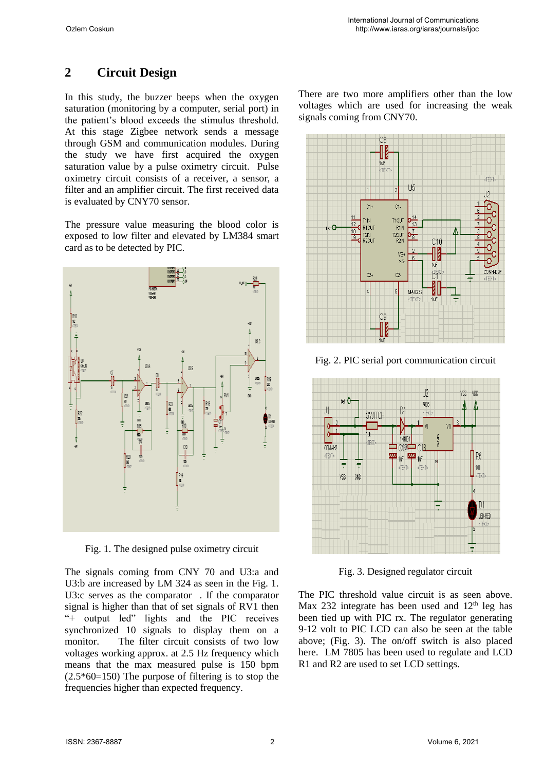## 2 Circuit Design

In this study, the buzzer beeps when the oxygen saturation (monitoring by a computer, serial port) in the patient's blood exceeds the stimulus threshold. At this stage Zigbee network sends a message through GSM and communication modules. During the study we have first acquired the oxygen saturation value by a pulse oximetry circuit. Pulse oximetry circuit consists of a receiver, a sensor, a filter and an amplifier circuit. The first received data is evaluated by CNY70 sensor.

The pressure value measuring the blood color is exposed to low filter and elevated by LM384 smart card as to be detected by PIC.

Fig. 1. The designed pulse oximetry circuit

The signals coming from CNY 70 and U3:a and U3:b are increased by LM 324 as seen in the Fig. 1. U3:c serves as the comparator . If the comparator signal is higher than that of set signals of RV1 then "+ output led" lights and the PIC receives synchronized 10 signals to display them on a monitor. The filter circuit consists of two low voltages working approx. at 2.5 Hz frequency which means that the max measured pulse is 150 bpm (2.5*60=150) The purpose of filtering is to stop the frequencies higher than expected frequency.

There are two more amplifiers other than the low voltages which are used for increasing the weak signals coming from CNY70.

Fig. 2. PIC serial port communication circuit

Fig. 3. Designed regulator circuit

The PIC threshold value circuit is as seen above. Max 232 integrate has been used and 12[th] leg has been tied up with PIC rx. The regulator generating 9-12 volt to PIC LCD can also be seen at the table above; (Fig. 3). The on/off switch is also placed here. LM 7805 has been used to regulate and LCD R1 and R2 are used to set LCD settings.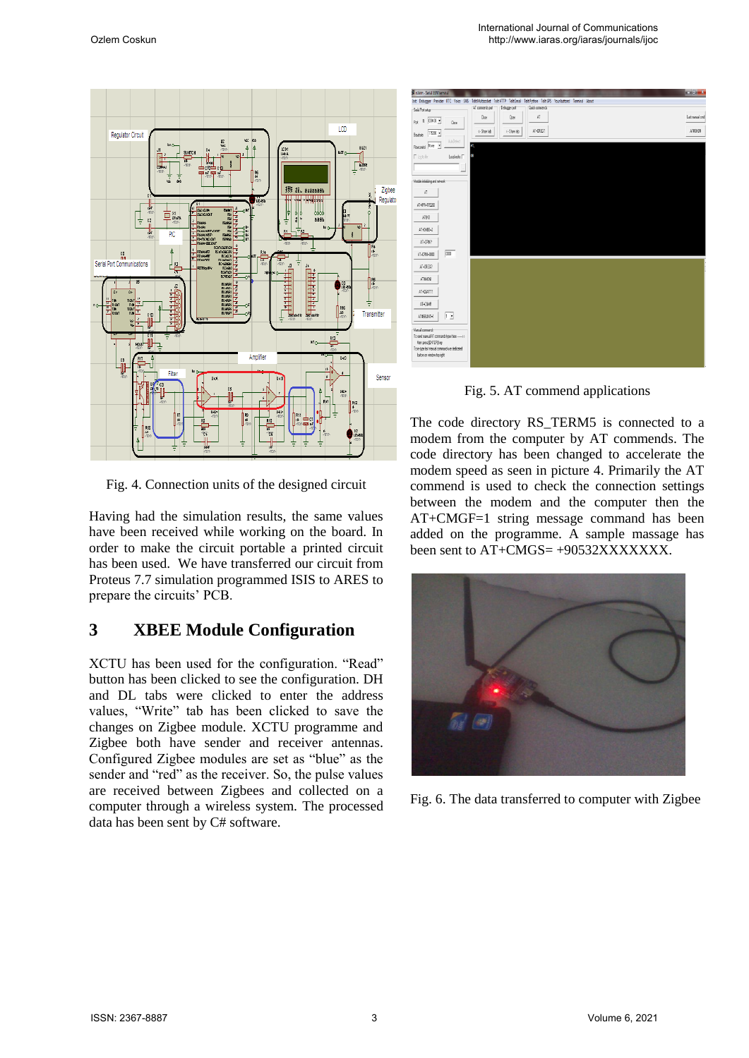Fig. 4. Connection units of the designed circuit

Having had the simulation results, the same values have been received while working on the board. In order to make the circuit portable a printed circuit has been used. We have transferred our circuit from Proteus 7.7 simulation programmed ISIS to ARES to prepare the circuits' PCB.

## 3 XBEE Module Configuration

XCTU has been used for the configuration. "Read" button has been clicked to see the configuration. DH and DL tabs were clicked to enter the address values, "Write" tab has been clicked to save the changes on Zigbee module. XCTU programme and Zigbee both have sender and receiver antennas. Configured Zigbee modules are set as "blue" as the sender and "red" as the receiver. So, the pulse values are received between Zigbees and collected on a computer through a wireless system. The processed data has been sent by C# software.

Fig. 5. AT commend applications

The code directory RS_TERM5 is connected to a modem from the computer by AT commands. The code directory has been changed to accelerate the modem speed as seen in picture 4. Primarily the AT commend is used to check the connection settings between the modem and the computer then the AT+CMGF=1 string message command has been added on the programme. A sample massage has been sent to AT+CMGS= +90532XXXXXXX.

Fig. 6. The data transferred to computer with Zigbee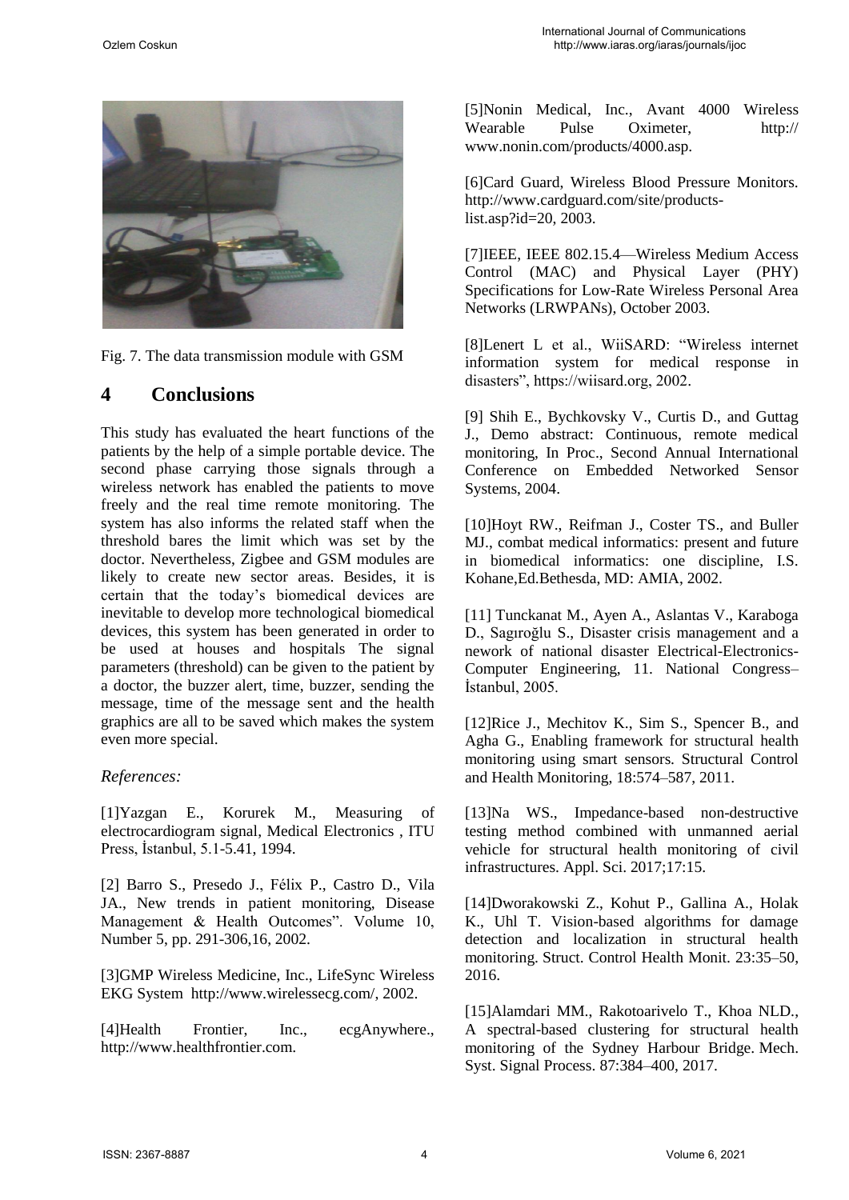Fig. 7. The data transmission module with GSM

## 4 Conclusions

This study has evaluated the heart functions of the patients by the help of a simple portable device. The second phase carrying those signals through a wireless network has enabled the patients to move freely and the real time remote monitoring. The system has also informs the related staff when the threshold bares the limit which was set by the doctor. Nevertheless, Zigbee and GSM modules are likely to create new sector areas. Besides, it is certain that the today's biomedical devices are inevitable to develop more technological biomedical devices, this system has been generated in order to be used at houses and hospitals The signal parameters (threshold) can be given to the patient by a doctor, the buzzer alert, time, buzzer, sending the message, time of the message sent and the health graphics are all to be saved which makes the system even more special.

*References:*

[1]Yazgan E., Korurek M., Measuring of electrocardiogram signal, Medical Electronics , ITU Press, İstanbul, 5.1-5.41, 1994.

[2] Barro S., Presedo J., Félix P., Castro D., Vila JA., New trends in patient monitoring, Disease Management & Health Outcomes". Volume 10, Number 5, pp. 291-306,16, 2002.

[3]GMP Wireless Medicine, Inc., LifeSync Wireless EKG System http://www.wirelessecg.com/, 2002.

[4]Health Frontier, Inc., ecgAnywhere., http://www.healthfrontier.com.

[5]Nonin Medical, Inc., Avant 4000 Wireless Wearable Pulse Oximeter, http:// www.nonin.com/products/4000.asp.

[6]Card Guard, Wireless Blood Pressure Monitors. http://www.cardguard.com/site/products-list.asp?id=20, 2003.

[7]IEEE, IEEE 802.15.4—Wireless Medium Access Control (MAC) and Physical Layer (PHY) Specifications for Low-Rate Wireless Personal Area Networks (LRWPANs), October 2003.

[8]Lenert L et al., WiiSARD: "Wireless internet information system for medical response in disasters", https://wiisard.org, 2002.

[9] Shih E., Bychkovsky V., Curtis D., and Guttag J., Demo abstract: Continuous, remote medical monitoring, In Proc., Second Annual International Conference on Embedded Networked Sensor Systems, 2004.

[10]Hoyt RW., Reifman J., Coster TS., and Buller MJ., combat medical informatics: present and future in biomedical informatics: one discipline, I.S. Kohane,Ed.Bethesda, MD: AMIA, 2002.

[11] Tunckanat M., Ayen A., Aslantas V., Karaboga D., Sagıroğlu S., Disaster crisis management and a nework of national disaster Electrical-Electronics-Computer Engineering, 11. National Congress– İstanbul, 2005.

[12]Rice J., Mechitov K., Sim S., Spencer B., and Agha G., Enabling framework for structural health monitoring using smart sensors. Structural Control and Health Monitoring, 18:574–587, 2011.

[13]Na WS., Impedance-based non-destructive testing method combined with unmanned aerial vehicle for structural health monitoring of civil infrastructures. Appl. Sci. 2017;17:15.

[14]Dworakowski Z., Kohut P., Gallina A., Holak K., Uhl T. Vision-based algorithms for damage detection and localization in structural health monitoring. Struct. Control Health Monit. 23:35–50, 2016.

[15]Alamdari MM., Rakotoarivelo T., Khoa NLD., A spectral-based clustering for structural health monitoring of the Sydney Harbour Bridge. Mech. Syst. Signal Process. 87:384–400, 2017.